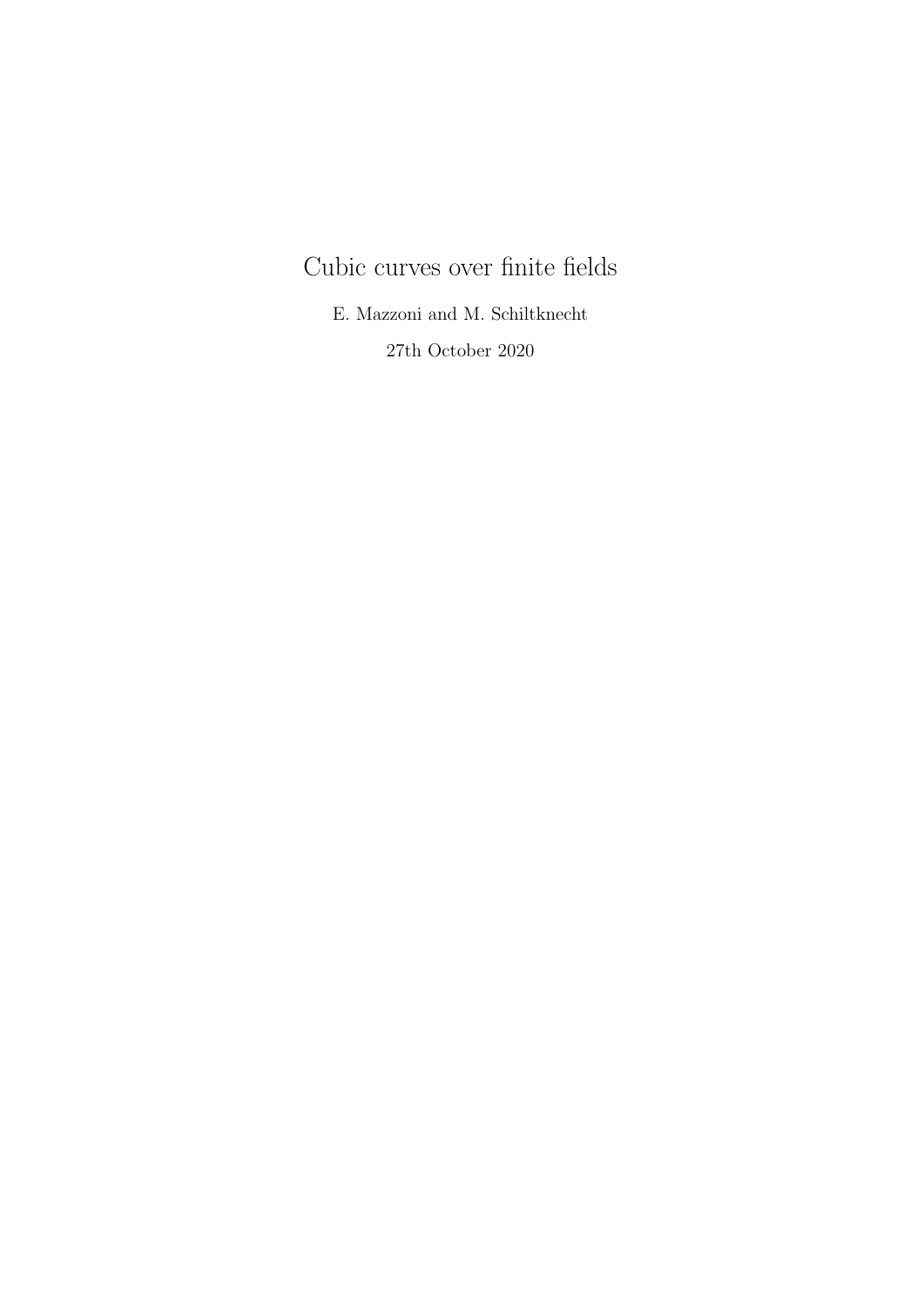# Cubic curves over finite fields

E. Mazzoni and M. Schiltknecht

27th October 2020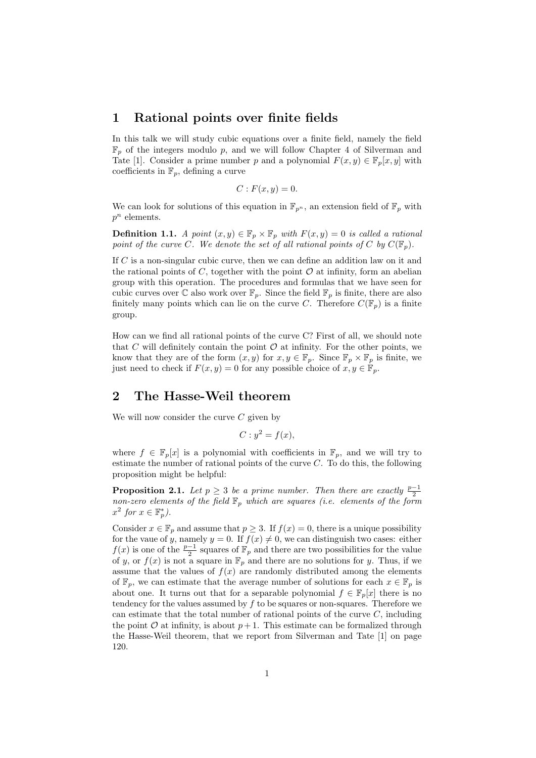# 1 Rational points over finite fields

In this talk we will study cubic equations over a finite field, namely the field $\mathbb{F}_p$ of the integers modulo $p$, and we will follow Chapter 4 of Silverman and Tate [1]. Consider a prime number $p$ and a polynomial $F(x, y) \in \mathbb{F}_p[x, y]$ with coefficients in $\mathbb{F}_p$, defining a curve

$$C : F(x, y) = 0.$$

We can look for solutions of this equation in $\mathbb{F}_{p^n}$, an extension field of $\mathbb{F}_p$ with $p^n$ elements.

**Definition 1.1.** *A point $(x, y) \in \mathbb{F}_p \times \mathbb{F}_p$ with $F(x, y) = 0$ is called a rational point of the curve $C$. We denote the set of all rational points of $C$ by $C(\mathbb{F}_p)$.*

If $C$ is a non-singular cubic curve, then we can define an addition law on it and the rational points of $C$, together with the point $\mathcal{O}$ at infinity, form an abelian group with this operation. The procedures and formulas that we have seen for cubic curves over $\mathbb{C}$ also work over $\mathbb{F}_p$. Since the field $\mathbb{F}_p$ is finite, there are also finitely many points which can lie on the curve $C$. Therefore $C(\mathbb{F}_p)$ is a finite group.

How can we find all rational points of the curve C? First of all, we should note that $C$ will definitely contain the point $\mathcal{O}$ at infinity. For the other points, we know that they are of the form $(x, y)$ for $x, y \in \mathbb{F}_p$. Since $\mathbb{F}_p \times \mathbb{F}_p$ is finite, we just need to check if $F(x, y) = 0$ for any possible choice of $x, y \in \mathbb{F}_p$.

# 2 The Hasse-Weil theorem

We will now consider the curve $C$ given by

$$C : y^2 = f(x),$$

where $f \in \mathbb{F}_p[x]$ is a polynomial with coefficients in $\mathbb{F}_p$, and we will try to estimate the number of rational points of the curve $C$. To do this, the following proposition might be helpful:

**Proposition 2.1.** *Let $p \geq 3$ be a prime number. Then there are exactly $\frac{p-1}{2}$ non-zero elements of the field $\mathbb{F}_p$ which are squares (i.e. elements of the form $x^2$ for $x \in \mathbb{F}_p^*$).*

Consider $x \in \mathbb{F}_p$ and assume that $p \geq 3$. If $f(x) = 0$, there is a unique possibility for the vaue of $y$, namely $y = 0$. If $f(x) \neq 0$, we can distinguish two cases: either $f(x)$ is one of the $\frac{p-1}{2}$ squares of $\mathbb{F}_p$ and there are two possibilities for the value of $y$, or $f(x)$ is not a square in $\mathbb{F}_p$ and there are no solutions for $y$. Thus, if we assume that the values of $f(x)$ are randomly distributed among the elements of $\mathbb{F}_p$, we can estimate that the average number of solutions for each $x \in \mathbb{F}_p$ is about one. It turns out that for a separable polynomial $f \in \mathbb{F}_p[x]$ there is no tendency for the values assumed by $f$ to be squares or non-squares. Therefore we can estimate that the total number of rational points of the curve $C$, including the point $\mathcal{O}$ at infinity, is about $p+1$. This estimate can be formalized through the Hasse-Weil theorem, that we report from Silverman and Tate [1] on page 120.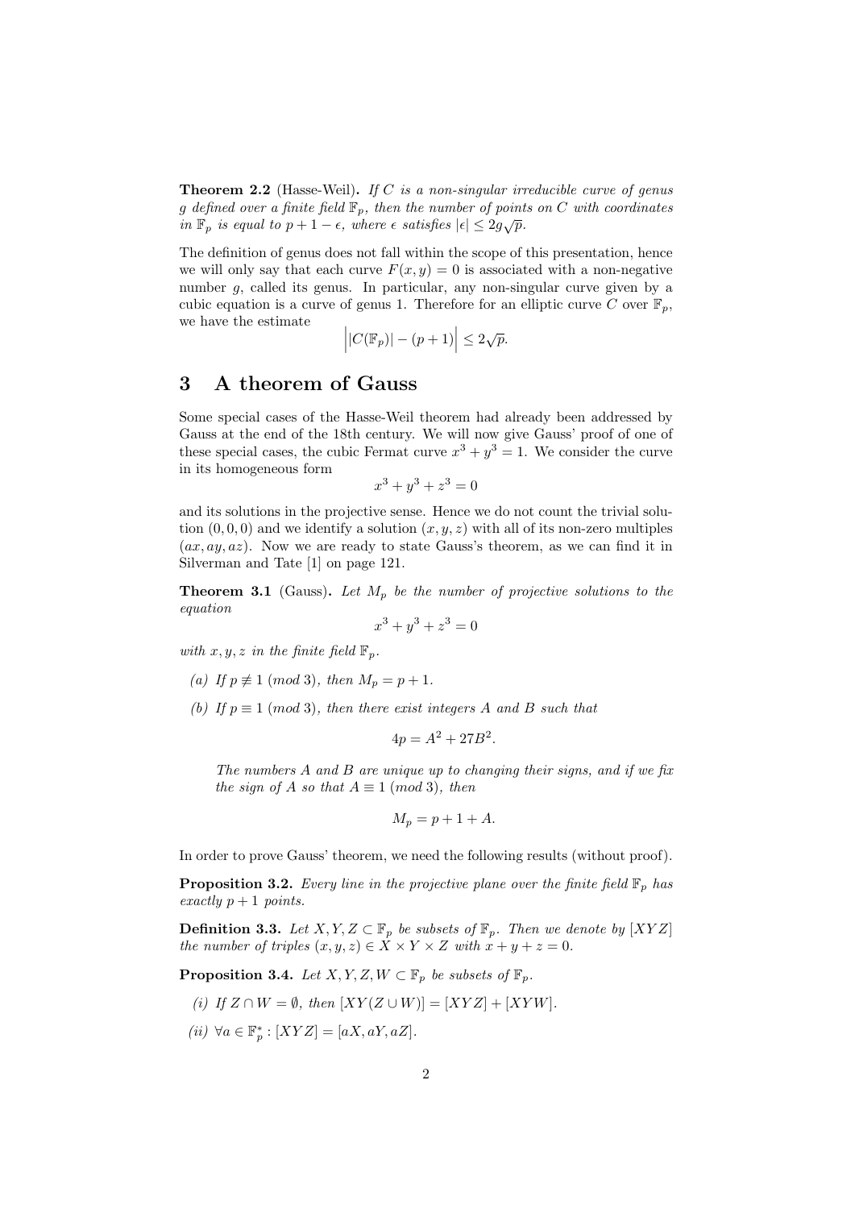**Theorem 2.2** (Hasse-Weil)**.** *If $C$ is a non-singular irreducible curve of genus $g$ defined over a finite field $\mathbb{F}_p$, then the number of points on $C$ with coordinates in $\mathbb{F}_p$ is equal to $p + 1 - \epsilon$, where $\epsilon$ satisfies $|\epsilon| \leq 2g\sqrt{p}$.*

The definition of genus does not fall within the scope of this presentation, hence we will only say that each curve $F(x, y) = 0$ is associated with a non-negative number $g$, called its genus. In particular, any non-singular curve given by a cubic equation is a curve of genus 1. Therefore for an elliptic curve $C$ over $\mathbb{F}_p$, we have the estimate

$$\Big| |C(\mathbb{F}_p)| - (p+1) \Big| \leq 2\sqrt{p}.$$

# 3 A theorem of Gauss

Some special cases of the Hasse-Weil theorem had already been addressed by Gauss at the end of the 18th century. We will now give Gauss' proof of one of these special cases, the cubic Fermat curve $x^3 + y^3 = 1$. We consider the curve in its homogeneous form

$$x^3 + y^3 + z^3 = 0$$

and its solutions in the projective sense. Hence we do not count the trivial solution $(0, 0, 0)$ and we identify a solution $(x, y, z)$ with all of its non-zero multiples $(ax, ay, az)$. Now we are ready to state Gauss's theorem, as we can find it in Silverman and Tate [1] on page 121.

**Theorem 3.1** (Gauss)**.** *Let $M_p$ be the number of projective solutions to the equation*

$$x^3 + y^3 + z^3 = 0$$

*with $x, y, z$ in the finite field $\mathbb{F}_p$.*

*(a) If $p \not\equiv 1$ $(mod\ 3)$, then $M_p = p + 1$.*

*(b) If $p \equiv 1$ $(mod\ 3)$, then there exist integers $A$ and $B$ such that*

$$4p = A^2 + 27B^2.$$

*The numbers $A$ and $B$ are unique up to changing their signs, and if we fix the sign of $A$ so that $A \equiv 1$ $(mod\ 3)$, then*

$$M_p = p + 1 + A.$$

In order to prove Gauss' theorem, we need the following results (without proof).

**Proposition 3.2.** *Every line in the projective plane over the finite field $\mathbb{F}_p$ has exactly $p + 1$ points.*

**Definition 3.3.** *Let $X, Y, Z \subset \mathbb{F}_p$ be subsets of $\mathbb{F}_p$. Then we denote by $[XYZ]$ the number of triples $(x, y, z) \in X \times Y \times Z$ with $x + y + z = 0$.*

**Proposition 3.4.** *Let $X, Y, Z, W \subset \mathbb{F}_p$ be subsets of $\mathbb{F}_p$.*

*(i) If $Z \cap W = \emptyset$, then $[XY(Z \cup W)] = [XYZ] + [XYW]$.*

*(ii) $\forall a \in \mathbb{F}_p^* : [XYZ] = [aX, aY, aZ]$.*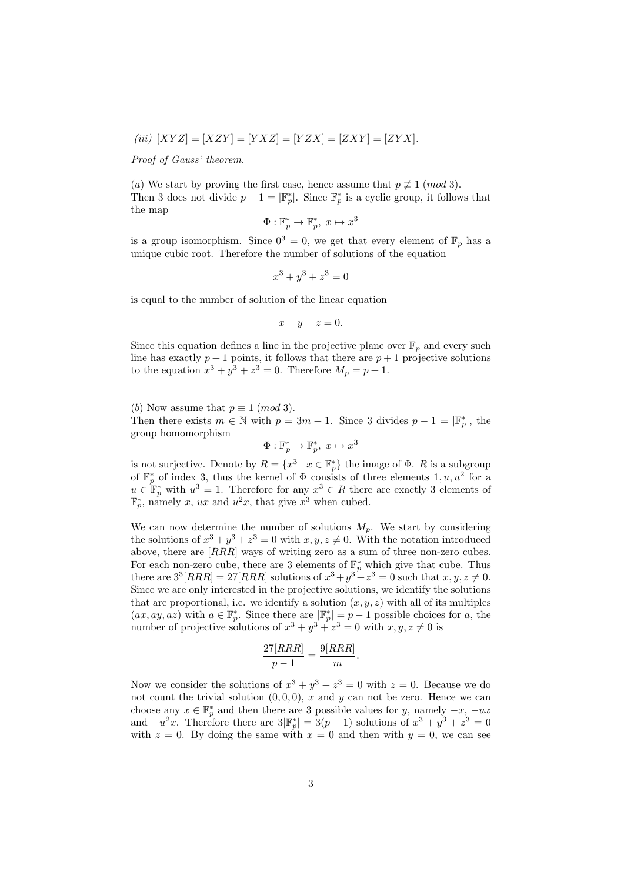*(iii)* $[XYZ] = [XZY] = [YXZ] = [YZX] = [ZXY] = [ZYX]$.

*Proof of Gauss' theorem.*

$(a)$ We start by proving the first case, hence assume that $p \not\equiv 1 \ (mod\ 3)$. Then 3 does not divide $p - 1 = |\mathbb{F}_p^*|$. Since $\mathbb{F}_p^*$ is a cyclic group, it follows that the map

$$\Phi : \mathbb{F}_p^* \to \mathbb{F}_p^*, \ x \mapsto x^3$$

is a group isomorphism. Since $0^3 = 0$, we get that every element of $\mathbb{F}_p$ has a unique cubic root. Therefore the number of solutions of the equation

$$x^3 + y^3 + z^3 = 0$$

is equal to the number of solution of the linear equation

$$x + y + z = 0.$$

Since this equation defines a line in the projective plane over $\mathbb{F}_p$ and every such line has exactly $p+1$ points, it follows that there are $p+1$ projective solutions to the equation $x^3 + y^3 + z^3 = 0$. Therefore $M_p = p + 1$.

$(b)$ Now assume that $p \equiv 1 \ (mod\ 3)$.
Then there exists $m \in \mathbb{N}$ with $p = 3m + 1$. Since 3 divides $p - 1 = |\mathbb{F}_p^*|$, the group homomorphism

$$\Phi : \mathbb{F}_p^* \to \mathbb{F}_p^*, \ x \mapsto x^3$$

is not surjective. Denote by $R = \{x^3 \mid x \in \mathbb{F}_p^*\}$ the image of $\Phi$. $R$ is a subgroup of $\mathbb{F}_p^*$ of index 3, thus the kernel of $\Phi$ consists of three elements $1, u, u^2$ for a $u \in \mathbb{F}_p^*$ with $u^3 = 1$. Therefore for any $x^3 \in R$ there are exactly 3 elements of $\mathbb{F}_p^*$, namely $x$, $ux$ and $u^2x$, that give $x^3$ when cubed.

We can now determine the number of solutions $M_p$. We start by considering the solutions of $x^3 + y^3 + z^3 = 0$ with $x, y, z \neq 0$. With the notation introduced above, there are $[RRR]$ ways of writing zero as a sum of three non-zero cubes. For each non-zero cube, there are 3 elements of $\mathbb{F}_p^*$ which give that cube. Thus there are $3^3[RRR] = 27[RRR]$ solutions of $x^3+y^3+z^3 = 0$ such that $x, y, z \neq 0$. Since we are only interested in the projective solutions, we identify the solutions that are proportional, i.e. we identify a solution $(x, y, z)$ with all of its multiples $(ax, ay, az)$ with $a \in \mathbb{F}_p^*$. Since there are $|\mathbb{F}_p^*| = p - 1$ possible choices for $a$, the number of projective solutions of $x^3 + y^3 + z^3 = 0$ with $x, y, z \neq 0$ is

$$\frac{27[RRR]}{p-1} = \frac{9[RRR]}{m}.$$

Now we consider the solutions of $x^3 + y^3 + z^3 = 0$ with $z = 0$. Because we do not count the trivial solution $(0, 0, 0)$, $x$ and $y$ can not be zero. Hence we can choose any $x \in \mathbb{F}_p^*$ and then there are 3 possible values for $y$, namely $-x$, $-ux$ and $-u^2x$. Therefore there are $3|\mathbb{F}_p^*| = 3(p-1)$ solutions of $x^3 + y^3 + z^3 = 0$ with $z = 0$. By doing the same with $x = 0$ and then with $y = 0$, we can see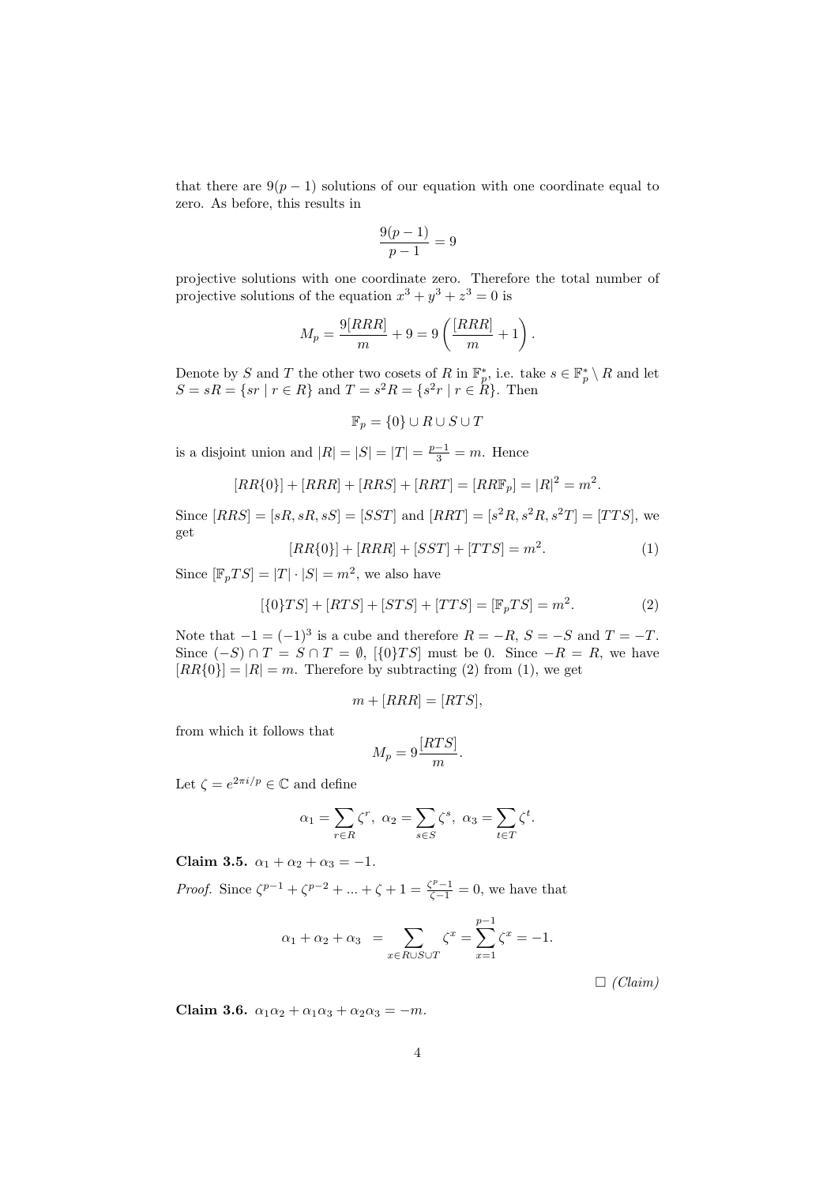that there are $9(p-1)$ solutions of our equation with one coordinate equal to zero. As before, this results in

$$\frac{9(p-1)}{p-1} = 9$$

projective solutions with one coordinate zero. Therefore the total number of projective solutions of the equation $x^3 + y^3 + z^3 = 0$ is

$$M_p = \frac{9[RRR]}{m} + 9 = 9\left(\frac{[RRR]}{m} + 1\right).$$

Denote by $S$ and $T$ the other two cosets of $R$ in $\mathbb{F}_p^*$, i.e. take $s \in \mathbb{F}_p^* \setminus R$ and let $S = sR = \{sr \mid r \in R\}$ and $T = s^2R = \{s^2r \mid r \in R\}$. Then

$$\mathbb{F}_p = \{0\} \cup R \cup S \cup T$$

is a disjoint union and $|R| = |S| = |T| = \frac{p-1}{3} = m$. Hence

$$[RR\{0\}] + [RRR] + [RRS] + [RRT] = [RR\mathbb{F}_p] = |R|^2 = m^2.$$

Since $[RRS] = [sR, sR, sS] = [SST]$ and $[RRT] = [s^2R, s^2R, s^2T] = [TTS]$, we get

$$[RR\{0\}] + [RRR] + [SST] + [TTS] = m^2. \tag{1}$$

Since $[\mathbb{F}_pTS] = |T| \cdot |S| = m^2$, we also have

$$[\{0\}TS] + [RTS] + [STS] + [TTS] = [\mathbb{F}_pTS] = m^2. \tag{2}$$

Note that $-1 = (-1)^3$ is a cube and therefore $R = -R$, $S = -S$ and $T = -T$. Since $(-S) \cap T = S \cap T = \emptyset$, $[\{0\}TS]$ must be 0. Since $-R = R$, we have $[RR\{0\}] = |R| = m$. Therefore by subtracting (2) from (1), we get

$$m + [RRR] = [RTS],$$

from which it follows that

$$M_p = 9\frac{[RTS]}{m}.$$

Let $\zeta = e^{2\pi i/p} \in \mathbb{C}$ and define

$$\alpha_1 = \sum_{r \in R} \zeta^r, \;\; \alpha_2 = \sum_{s \in S} \zeta^s, \;\; \alpha_3 = \sum_{t \in T} \zeta^t.$$

**Claim 3.5.** $\alpha_1 + \alpha_2 + \alpha_3 = -1$.

*Proof.* Since $\zeta^{p-1} + \zeta^{p-2} + ... + \zeta + 1 = \frac{\zeta^p - 1}{\zeta - 1} = 0$, we have that

$$\alpha_1 + \alpha_2 + \alpha_3 \;\; = \sum_{x \in R \cup S \cup T} \zeta^x = \sum_{x=1}^{p-1} \zeta^x = -1.$$

□ *(Claim)*

**Claim 3.6.** $\alpha_1\alpha_2 + \alpha_1\alpha_3 + \alpha_2\alpha_3 = -m$.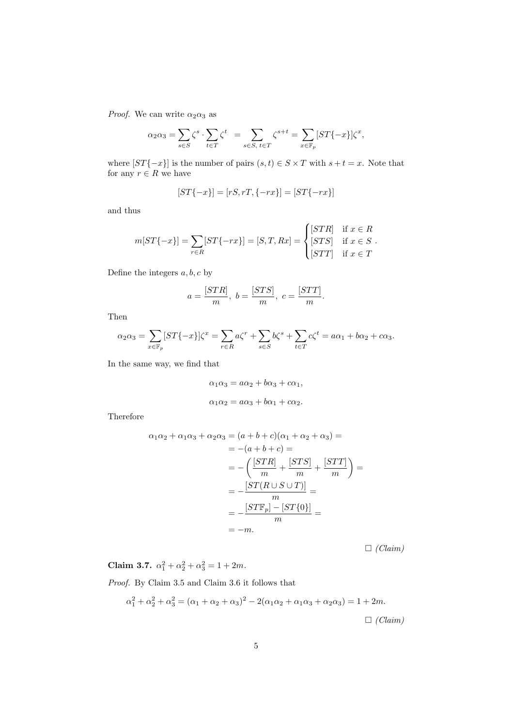*Proof.* We can write $\alpha_2\alpha_3$ as

$$\alpha_2\alpha_3 = \sum_{s\in S} \zeta^s \cdot \sum_{t\in T} \zeta^t \; = \sum_{s\in S,\; t\in T} \zeta^{s+t} = \sum_{x\in \mathbb{F}_p} [ST\{-x\}]\zeta^x,$$

where $[ST\{-x\}]$ is the number of pairs $(s,t) \in S\times T$ with $s+t=x$. Note that for any $r \in R$ we have

$$[ST\{-x\}] = [rS, rT, \{-rx\}] = [ST\{-rx\}]$$

and thus

$$m[ST\{-x\}] = \sum_{r\in R} [ST\{-rx\}] = [S,T,Rx] = \begin{cases} [STR] & \text{if } x \in R \\ [STS] & \text{if } x \in S \\ [STT] & \text{if } x \in T \end{cases}.$$

Define the integers $a, b, c$ by

$$a = \frac{[STR]}{m},\; b = \frac{[STS]}{m},\; c = \frac{[STT]}{m}.$$

Then

$$\alpha_2\alpha_3 = \sum_{x\in\mathbb{F}_p} [ST\{-x\}]\zeta^x = \sum_{r\in R} a\zeta^r + \sum_{s\in S} b\zeta^s + \sum_{t\in T} c\zeta^t = a\alpha_1 + b\alpha_2 + c\alpha_3.$$

In the same way, we find that

$$\alpha_1\alpha_3 = a\alpha_2 + b\alpha_3 + c\alpha_1,$$

$$\alpha_1\alpha_2 = a\alpha_3 + b\alpha_1 + c\alpha_2.$$

Therefore

$$\begin{aligned}
\alpha_1\alpha_2 + \alpha_1\alpha_3 + \alpha_2\alpha_3 &= (a+b+c)(\alpha_1+\alpha_2+\alpha_3) = \\
&= -(a+b+c) = \\
&= -\left(\frac{[STR]}{m} + \frac{[STS]}{m} + \frac{[STT]}{m}\right) = \\
&= -\frac{[ST(R\cup S\cup T)]}{m} = \\
&= -\frac{[ST\mathbb{F}_p] - [ST\{0\}]}{m} = \\
&= -m.
\end{aligned}$$

□ *(Claim)*

**Claim 3.7.** $\alpha_1^2 + \alpha_2^2 + \alpha_3^2 = 1 + 2m$.

*Proof.* By Claim 3.5 and Claim 3.6 it follows that

$$\alpha_1^2 + \alpha_2^2 + \alpha_3^2 = (\alpha_1+\alpha_2+\alpha_3)^2 - 2(\alpha_1\alpha_2 + \alpha_1\alpha_3 + \alpha_2\alpha_3) = 1 + 2m.$$

□ *(Claim)*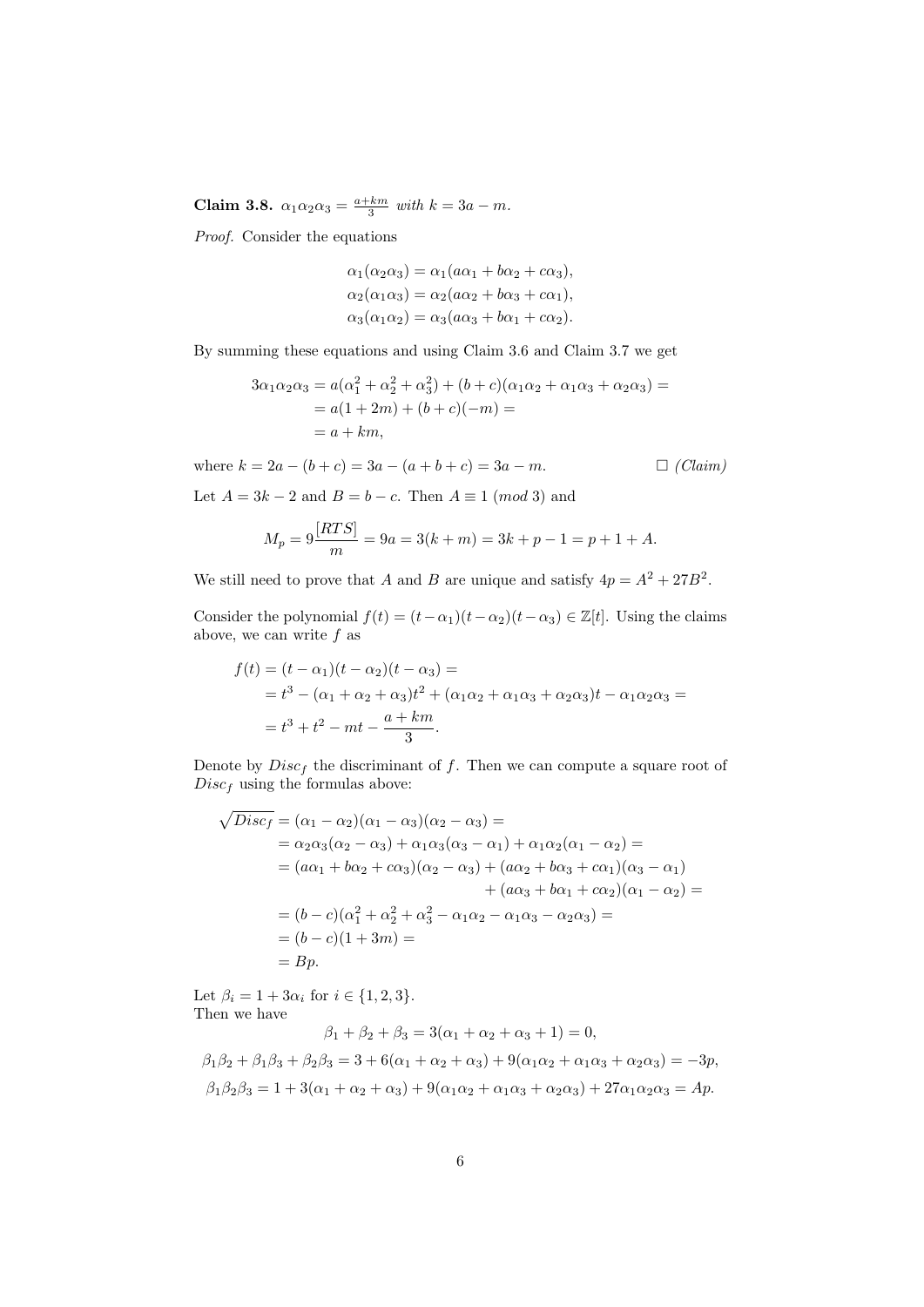**Claim 3.8.** $\alpha_1\alpha_2\alpha_3 = \frac{a+km}{3}$ *with* $k = 3a - m$.

*Proof.* Consider the equations

$$\alpha_1(\alpha_2\alpha_3) = \alpha_1(a\alpha_1 + b\alpha_2 + c\alpha_3),$$
$$\alpha_2(\alpha_1\alpha_3) = \alpha_2(a\alpha_2 + b\alpha_3 + c\alpha_1),$$
$$\alpha_3(\alpha_1\alpha_2) = \alpha_3(a\alpha_3 + b\alpha_1 + c\alpha_2).$$

By summing these equations and using Claim 3.6 and Claim 3.7 we get

$$\begin{aligned}
3\alpha_1\alpha_2\alpha_3 &= a(\alpha_1^2 + \alpha_2^2 + \alpha_3^2) + (b+c)(\alpha_1\alpha_2 + \alpha_1\alpha_3 + \alpha_2\alpha_3) = \\
&= a(1+2m) + (b+c)(-m) = \\
&= a + km,
\end{aligned}$$

where $k = 2a - (b+c) = 3a - (a+b+c) = 3a - m$. □ *(Claim)*

Let $A = 3k - 2$ and $B = b - c$. Then $A \equiv 1 \ (mod\ 3)$ and

$$M_p = 9\frac{[RTS]}{m} = 9a = 3(k+m) = 3k + p - 1 = p + 1 + A.$$

We still need to prove that $A$ and $B$ are unique and satisfy $4p = A^2 + 27B^2$.

Consider the polynomial $f(t) = (t-\alpha_1)(t-\alpha_2)(t-\alpha_3) \in \mathbb{Z}[t]$. Using the claims above, we can write $f$ as

$$\begin{aligned}
f(t) &= (t-\alpha_1)(t-\alpha_2)(t-\alpha_3) = \\
&= t^3 - (\alpha_1 + \alpha_2 + \alpha_3)t^2 + (\alpha_1\alpha_2 + \alpha_1\alpha_3 + \alpha_2\alpha_3)t - \alpha_1\alpha_2\alpha_3 = \\
&= t^3 + t^2 - mt - \frac{a+km}{3}.
\end{aligned}$$

Denote by $Disc_f$ the discriminant of $f$. Then we can compute a square root of $Disc_f$ using the formulas above:

$$\begin{aligned}
\sqrt{Disc_f} &= (\alpha_1 - \alpha_2)(\alpha_1 - \alpha_3)(\alpha_2 - \alpha_3) = \\
&= \alpha_2\alpha_3(\alpha_2 - \alpha_3) + \alpha_1\alpha_3(\alpha_3 - \alpha_1) + \alpha_1\alpha_2(\alpha_1 - \alpha_2) = \\
&= (a\alpha_1 + b\alpha_2 + c\alpha_3)(\alpha_2 - \alpha_3) + (a\alpha_2 + b\alpha_3 + c\alpha_1)(\alpha_3 - \alpha_1) \\
&\qquad + (a\alpha_3 + b\alpha_1 + c\alpha_2)(\alpha_1 - \alpha_2) = \\
&= (b-c)(\alpha_1^2 + \alpha_2^2 + \alpha_3^2 - \alpha_1\alpha_2 - \alpha_1\alpha_3 - \alpha_2\alpha_3) = \\
&= (b-c)(1+3m) = \\
&= Bp.
\end{aligned}$$

Let $\beta_i = 1 + 3\alpha_i$ for $i \in \{1,2,3\}$.
Then we have

$$\beta_1 + \beta_2 + \beta_3 = 3(\alpha_1 + \alpha_2 + \alpha_3 + 1) = 0,$$

$$\beta_1\beta_2 + \beta_1\beta_3 + \beta_2\beta_3 = 3 + 6(\alpha_1 + \alpha_2 + \alpha_3) + 9(\alpha_1\alpha_2 + \alpha_1\alpha_3 + \alpha_2\alpha_3) = -3p,$$

$$\beta_1\beta_2\beta_3 = 1 + 3(\alpha_1 + \alpha_2 + \alpha_3) + 9(\alpha_1\alpha_2 + \alpha_1\alpha_3 + \alpha_2\alpha_3) + 27\alpha_1\alpha_2\alpha_3 = Ap.$$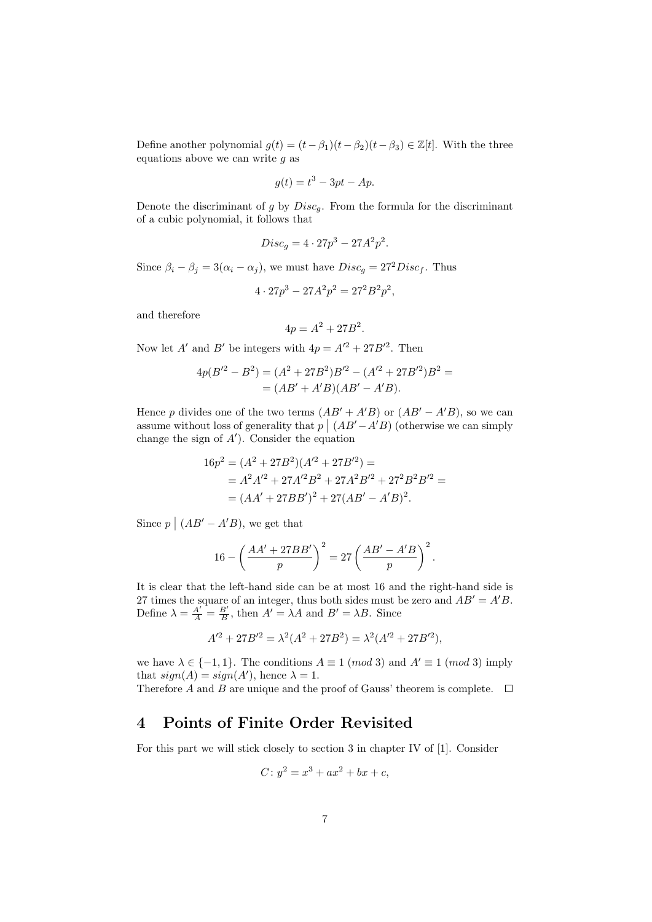Define another polynomial $g(t) = (t - \beta_1)(t - \beta_2)(t - \beta_3) \in \mathbb{Z}[t]$. With the three equations above we can write $g$ as

$$g(t) = t^3 - 3pt - Ap.$$

Denote the discriminant of $g$ by $Disc_g$. From the formula for the discriminant of a cubic polynomial, it follows that

$$Disc_g = 4 \cdot 27p^3 - 27A^2p^2.$$

Since $\beta_i - \beta_j = 3(\alpha_i - \alpha_j)$, we must have $Disc_g = 27^2 Disc_f$. Thus

$$4 \cdot 27p^3 - 27A^2p^2 = 27^2B^2p^2,$$

and therefore

$$4p = A^2 + 27B^2.$$

Now let $A'$ and $B'$ be integers with $4p = A'^2 + 27B'^2$. Then

$$\begin{aligned} 4p(B'^2 - B^2) &= (A^2 + 27B^2)B'^2 - (A'^2 + 27B'^2)B^2 = \\ &= (AB' + A'B)(AB' - A'B). \end{aligned}$$

Hence $p$ divides one of the two terms $(AB' + A'B)$ or $(AB' - A'B)$, so we can assume without loss of generality that $p \mid (AB' - A'B)$ (otherwise we can simply change the sign of $A'$). Consider the equation

$$\begin{aligned} 16p^2 &= (A^2 + 27B^2)(A'^2 + 27B'^2) = \\ &= A^2A'^2 + 27A'^2B^2 + 27A^2B'^2 + 27^2B^2B'^2 = \\ &= (AA' + 27BB')^2 + 27(AB' - A'B)^2. \end{aligned}$$

Since $p \mid (AB' - A'B)$, we get that

$$16 - \left(\frac{AA' + 27BB'}{p}\right)^2 = 27\left(\frac{AB' - A'B}{p}\right)^2.$$

It is clear that the left-hand side can be at most 16 and the right-hand side is 27 times the square of an integer, thus both sides must be zero and $AB' = A'B$. Define $\lambda = \frac{A'}{A} = \frac{B'}{B}$, then $A' = \lambda A$ and $B' = \lambda B$. Since

$$A'^2 + 27B'^2 = \lambda^2(A^2 + 27B^2) = \lambda^2(A'^2 + 27B'^2),$$

we have $\lambda \in \{-1, 1\}$. The conditions $A \equiv 1 \ (mod\ 3)$ and $A' \equiv 1 \ (mod\ 3)$ imply that $sign(A) = sign(A')$, hence $\lambda = 1$.
Therefore $A$ and $B$ are unique and the proof of Gauss' theorem is complete. $\square$

## 4 Points of Finite Order Revisited

For this part we will stick closely to section 3 in chapter IV of [1]. Consider

$$C\colon y^2 = x^3 + ax^2 + bx + c,$$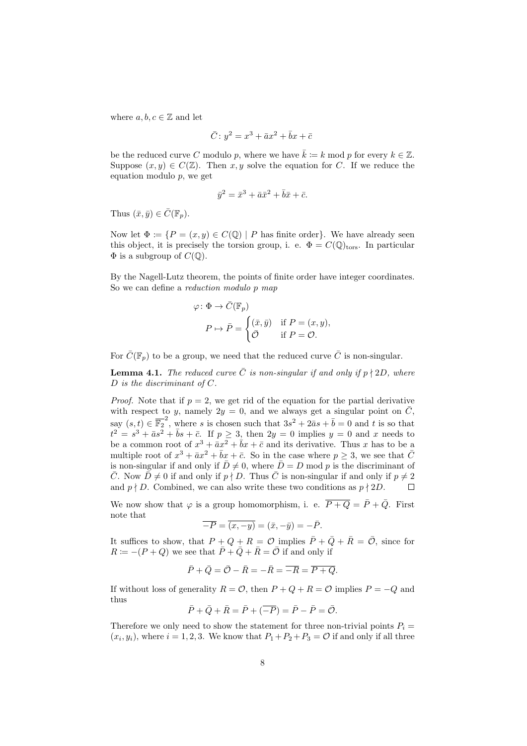where $a, b, c \in \mathbb{Z}$ and let

$$\bar{C}\colon y^2 = x^3 + \bar{a}x^2 + \bar{b}x + \bar{c}$$

be the reduced curve $C$ modulo $p$, where we have $\bar{k} := k \bmod p$ for every $k \in \mathbb{Z}$. Suppose $(x, y) \in C(\mathbb{Z})$. Then $x, y$ solve the equation for $C$. If we reduce the equation modulo $p$, we get

$$\bar{y}^2 = \bar{x}^3 + \bar{a}\bar{x}^2 + \bar{b}\bar{x} + \bar{c}.$$

Thus $(\bar{x}, \bar{y}) \in \bar{C}(\mathbb{F}_p)$.

Now let $\Phi := \{P = (x, y) \in C(\mathbb{Q}) \mid P \text{ has finite order}\}$. We have already seen this object, it is precisely the torsion group, i. e. $\Phi = C(\mathbb{Q})_{\text{tors}}$. In particular $\Phi$ is a subgroup of $C(\mathbb{Q})$.

By the Nagell-Lutz theorem, the points of finite order have integer coordinates. So we can define a *reduction modulo p map*

$$\begin{aligned}
\varphi\colon \Phi &\to \bar{C}(\mathbb{F}_p) \\
P &\mapsto \bar{P} = \begin{cases} (\bar{x}, \bar{y}) & \text{if } P = (x, y), \\ \bar{\mathcal{O}} & \text{if } P = \mathcal{O}. \end{cases}
\end{aligned}$$

For $\bar{C}(\mathbb{F}_p)$ to be a group, we need that the reduced curve $\bar{C}$ is non-singular.

**Lemma 4.1.** *The reduced curve $\bar{C}$ is non-singular if and only if $p \nmid 2D$, where $D$ is the discriminant of $C$.*

*Proof.* Note that if $p = 2$, we get rid of the equation for the partial derivative with respect to $y$, namely $2y = 0$, and we always get a singular point on $\bar{C}$, say $(s, t) \in \overline{\mathbb{F}_2}^2$, where $s$ is chosen such that $3s^2 + 2\bar{a}s + \bar{b} = 0$ and $t$ is so that $t^2 = s^3 + \bar{a}s^2 + \bar{b}s + \bar{c}$. If $p \geq 3$, then $2y = 0$ implies $y = 0$ and $x$ needs to be a common root of $x^3 + \bar{a}x^2 + \bar{b}x + \bar{c}$ and its derivative. Thus $x$ has to be a multiple root of $x^3 + \bar{a}x^2 + \bar{b}x + \bar{c}$. So in the case where $p \geq 3$, we see that $\bar{C}$ is non-singular if and only if $\bar{D} \neq 0$, where $\bar{D} = D \bmod p$ is the discriminant of $\bar{C}$. Now $\bar{D} \neq 0$ if and only if $p \nmid D$. Thus $\bar{C}$ is non-singular if and only if $p \neq 2$ and $p \nmid D$. Combined, we can also write these two conditions as $p \nmid 2D$. $\square$

We now show that $\varphi$ is a group homomorphism, i. e. $\overline{P + Q} = \bar{P} + \bar{Q}$. First note that

$$\overline{-P} = \overline{(x, -y)} = (\bar{x}, -\bar{y}) = -\bar{P}.$$

It suffices to show, that $P + Q + R = \mathcal{O}$ implies $\bar{P} + \bar{Q} + \bar{R} = \bar{\mathcal{O}}$, since for $R := -(P + Q)$ we see that $\bar{P} + \bar{Q} + \bar{R} = \bar{\mathcal{O}}$ if and only if

$$\bar{P} + \bar{Q} = \bar{\mathcal{O}} - \bar{R} = -\bar{R} = \overline{-R} = \overline{P + Q}.$$

If without loss of generality $R = \mathcal{O}$, then $P + Q + R = \mathcal{O}$ implies $P = -Q$ and thus

$$\bar{P} + \bar{Q} + \bar{R} = \bar{P} + (\overline{-P}) = \bar{P} - \bar{P} = \bar{\mathcal{O}}.$$

Therefore we only need to show the statement for three non-trivial points $P_i = (x_i, y_i)$, where $i = 1, 2, 3$. We know that $P_1 + P_2 + P_3 = \mathcal{O}$ if and only if all three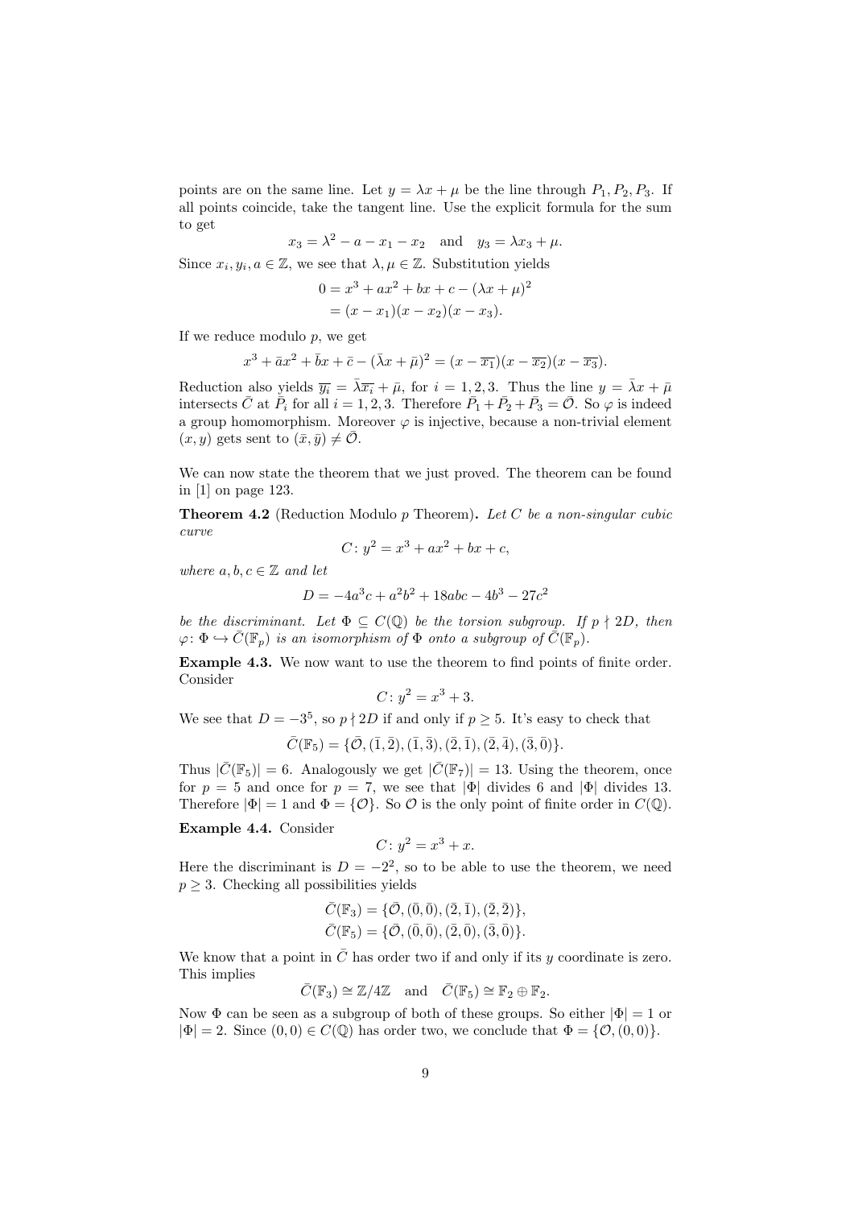points are on the same line. Let $y = \lambda x + \mu$ be the line through $P_1, P_2, P_3$. If all points coincide, take the tangent line. Use the explicit formula for the sum to get

$$x_3 = \lambda^2 - a - x_1 - x_2 \quad \text{and} \quad y_3 = \lambda x_3 + \mu.$$

Since $x_i, y_i, a \in \mathbb{Z}$, we see that $\lambda, \mu \in \mathbb{Z}$. Substitution yields

$$\begin{aligned} 0 &= x^3 + ax^2 + bx + c - (\lambda x + \mu)^2 \\ &= (x - x_1)(x - x_2)(x - x_3). \end{aligned}$$

If we reduce modulo $p$, we get

$$x^3 + \bar{a}x^2 + \bar{b}x + \bar{c} - (\bar{\lambda}x + \bar{\mu})^2 = (x - \overline{x_1})(x - \overline{x_2})(x - \overline{x_3}).$$

Reduction also yields $\overline{y_i} = \bar{\lambda}\overline{x_i} + \bar{\mu}$, for $i = 1, 2, 3$. Thus the line $y = \bar{\lambda}x + \bar{\mu}$ intersects $\bar{C}$ at $\bar{P}_i$ for all $i = 1, 2, 3$. Therefore $\bar{P}_1 + \bar{P}_2 + \bar{P}_3 = \bar{\mathcal{O}}$. So $\varphi$ is indeed a group homomorphism. Moreover $\varphi$ is injective, because a non-trivial element $(x, y)$ gets sent to $(\bar{x}, \bar{y}) \neq \bar{\mathcal{O}}$.

We can now state the theorem that we just proved. The theorem can be found in [1] on page 123.

**Theorem 4.2** (Reduction Modulo $p$ Theorem)**.** *Let $C$ be a non-singular cubic curve*

$$C \colon y^2 = x^3 + ax^2 + bx + c,$$

*where $a, b, c \in \mathbb{Z}$ and let*

$$D = -4a^3c + a^2b^2 + 18abc - 4b^3 - 27c^2$$

*be the discriminant. Let $\Phi \subseteq C(\mathbb{Q})$ be the torsion subgroup. If $p \nmid 2D$, then $\varphi \colon \Phi \hookrightarrow \bar{C}(\mathbb{F}_p)$ is an isomorphism of $\Phi$ onto a subgroup of $\bar{C}(\mathbb{F}_p)$.*

**Example 4.3.** We now want to use the theorem to find points of finite order. Consider

$$C \colon y^2 = x^3 + 3.$$

We see that $D = -3^5$, so $p \nmid 2D$ if and only if $p \geq 5$. It's easy to check that

$$\bar{C}(\mathbb{F}_5) = \{\bar{\mathcal{O}}, (\bar{1}, \bar{2}), (\bar{1}, \bar{3}), (\bar{2}, \bar{1}), (\bar{2}, \bar{4}), (\bar{3}, \bar{0})\}.$$

Thus $|\bar{C}(\mathbb{F}_5)| = 6$. Analogously we get $|\bar{C}(\mathbb{F}_7)| = 13$. Using the theorem, once for $p = 5$ and once for $p = 7$, we see that $|\Phi|$ divides 6 and $|\Phi|$ divides 13. Therefore $|\Phi| = 1$ and $\Phi = \{\mathcal{O}\}$. So $\mathcal{O}$ is the only point of finite order in $C(\mathbb{Q})$.

**Example 4.4.** Consider

$$C \colon y^2 = x^3 + x.$$

Here the discriminant is $D = -2^2$, so to be able to use the theorem, we need $p \geq 3$. Checking all possibilities yields

$$\begin{aligned} \bar{C}(\mathbb{F}_3) &= \{\bar{\mathcal{O}}, (\bar{0}, \bar{0}), (\bar{2}, \bar{1}), (\bar{2}, \bar{2})\}, \\ \bar{C}(\mathbb{F}_5) &= \{\bar{\mathcal{O}}, (\bar{0}, \bar{0}), (\bar{2}, \bar{0}), (\bar{3}, \bar{0})\}. \end{aligned}$$

We know that a point in $\bar{C}$ has order two if and only if its $y$ coordinate is zero. This implies

$$\bar{C}(\mathbb{F}_3) \cong \mathbb{Z}/4\mathbb{Z} \quad \text{and} \quad \bar{C}(\mathbb{F}_5) \cong \mathbb{F}_2 \oplus \mathbb{F}_2.$$

Now $\Phi$ can be seen as a subgroup of both of these groups. So either $|\Phi| = 1$ or $|\Phi| = 2$. Since $(0, 0) \in C(\mathbb{Q})$ has order two, we conclude that $\Phi = \{\mathcal{O}, (0, 0)\}$.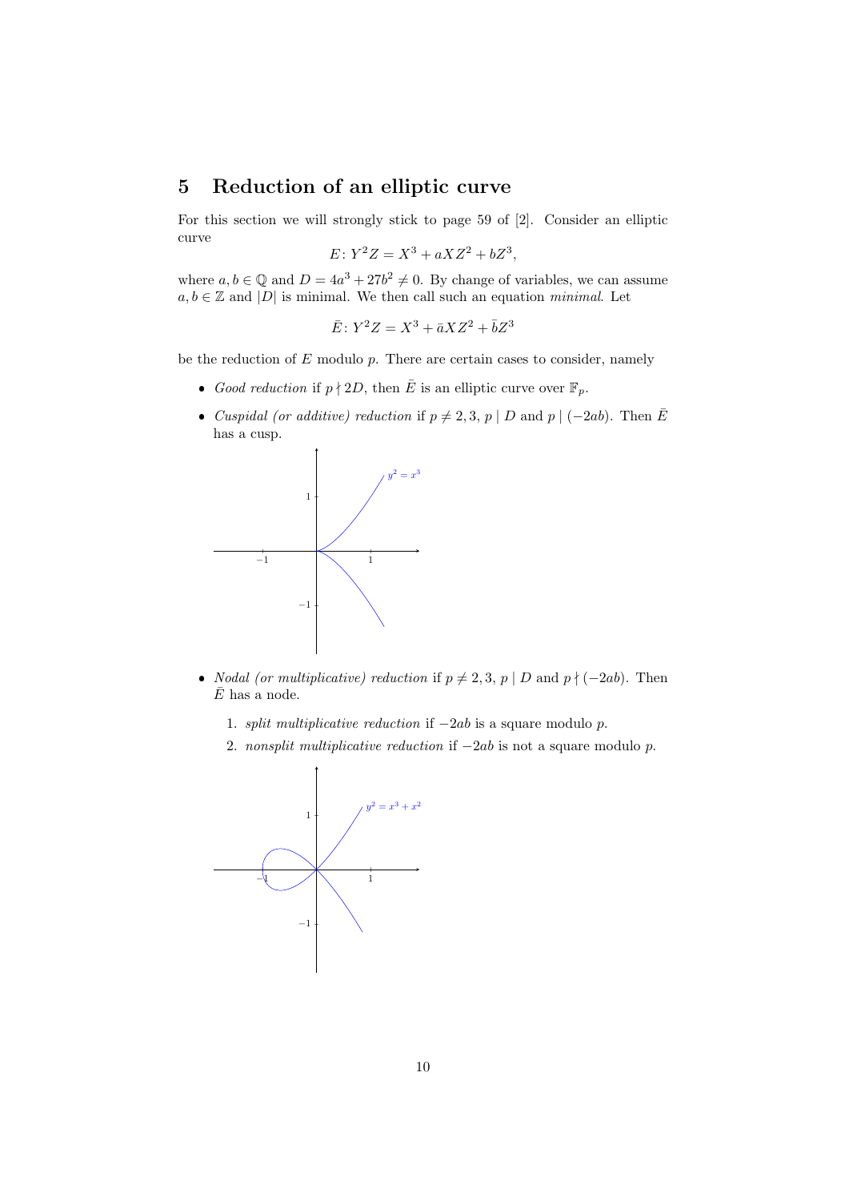## 5 Reduction of an elliptic curve

For this section we will strongly stick to page 59 of [2]. Consider an elliptic curve

$$E\colon Y^2Z = X^3 + aXZ^2 + bZ^3,$$

where $a, b \in \mathbb{Q}$ and $D = 4a^3 + 27b^2 \neq 0$. By change of variables, we can assume $a, b \in \mathbb{Z}$ and $|D|$ is minimal. We then call such an equation *minimal*. Let

$$\bar{E}\colon Y^2Z = X^3 + \bar{a}XZ^2 + \bar{b}Z^3$$

be the reduction of $E$ modulo $p$. There are certain cases to consider, namely

- *Good reduction* if $p \nmid 2D$, then $\bar{E}$ is an elliptic curve over $\mathbb{F}_p$.
- *Cuspidal (or additive) reduction* if $p \neq 2, 3$, $p \mid D$ and $p \mid (-2ab)$. Then $\bar{E}$ has a cusp.
- *Nodal (or multiplicative) reduction* if $p \neq 2, 3$, $p \mid D$ and $p \nmid (-2ab)$. Then $\bar{E}$ has a node.
  1. *split multiplicative reduction* if $-2ab$ is a square modulo $p$.
  2. *nonsplit multiplicative reduction* if $-2ab$ is not a square modulo $p$.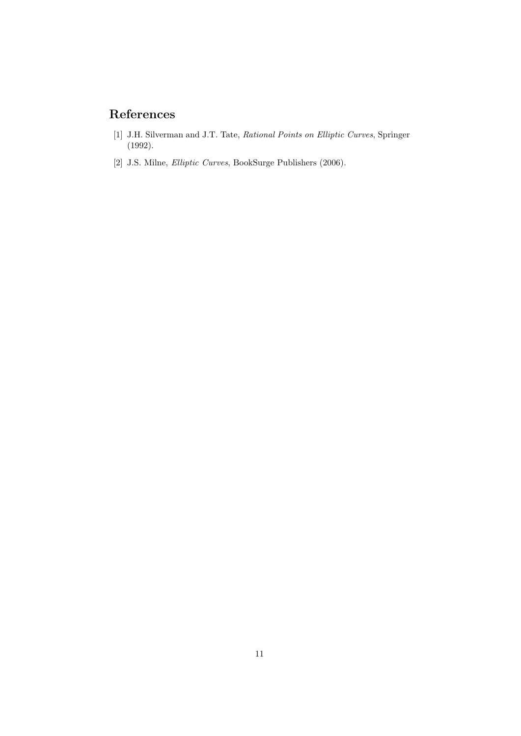## References

[1] J.H. Silverman and J.T. Tate, *Rational Points on Elliptic Curves*, Springer (1992).

[2] J.S. Milne, *Elliptic Curves*, BookSurge Publishers (2006).